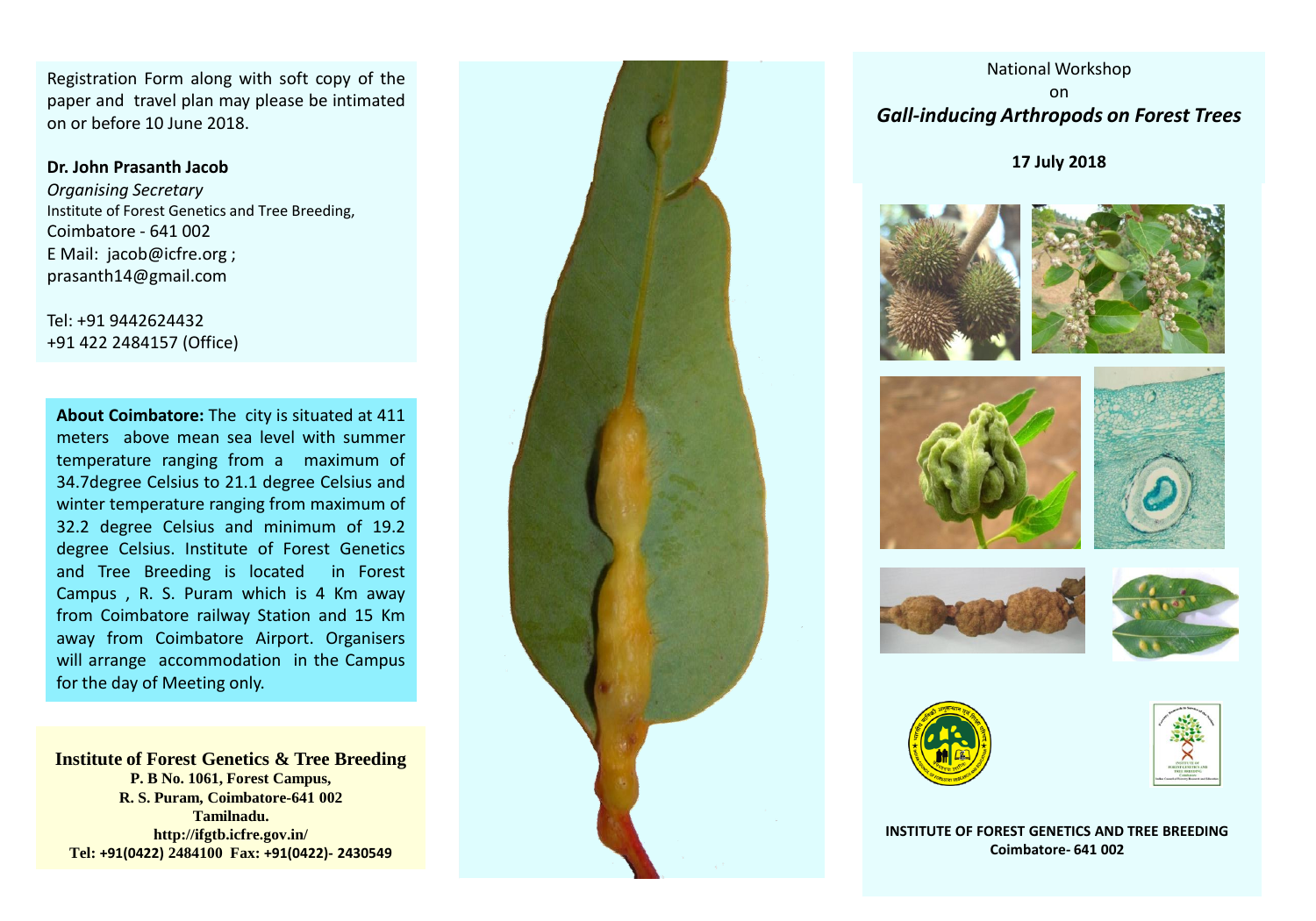Registration Form along with soft copy of the paper and travel plan may please be intimated on or before 10 June 2018.

**Dr. John Prasanth Jacob**
*Organising Secretary*
Institute of Forest Genetics and Tree Breeding,
Coimbatore - 641 002
E Mail: jacob@icfre.org ;
prasanth14@gmail.com

Tel: +91 9442624432
+91 422 2484157 (Office)

**About Coimbatore:** The city is situated at 411 meters above mean sea level with summer temperature ranging from a maximum of 34.7degree Celsius to 21.1 degree Celsius and winter temperature ranging from maximum of 32.2 degree Celsius and minimum of 19.2 degree Celsius. Institute of Forest Genetics and Tree Breeding is located in Forest Campus , R. S. Puram which is 4 Km away from Coimbatore railway Station and 15 Km away from Coimbatore Airport. Organisers will arrange accommodation in the Campus for the day of Meeting only.

**Institute of Forest Genetics & Tree Breeding**
**P. B No. 1061, Forest Campus,**
**R. S. Puram, Coimbatore-641 002**
**Tamilnadu.**
**http://ifgtb.icfre.gov.in/**
**Tel: +91(0422) 2484100 Fax: +91(0422)- 2430549**

National Workshop
on
## *Gall-inducing Arthropods on Forest Trees*

**17 July 2018**

**INSTITUTE OF FOREST GENETICS AND TREE BREEDING**
**Coimbatore- 641 002**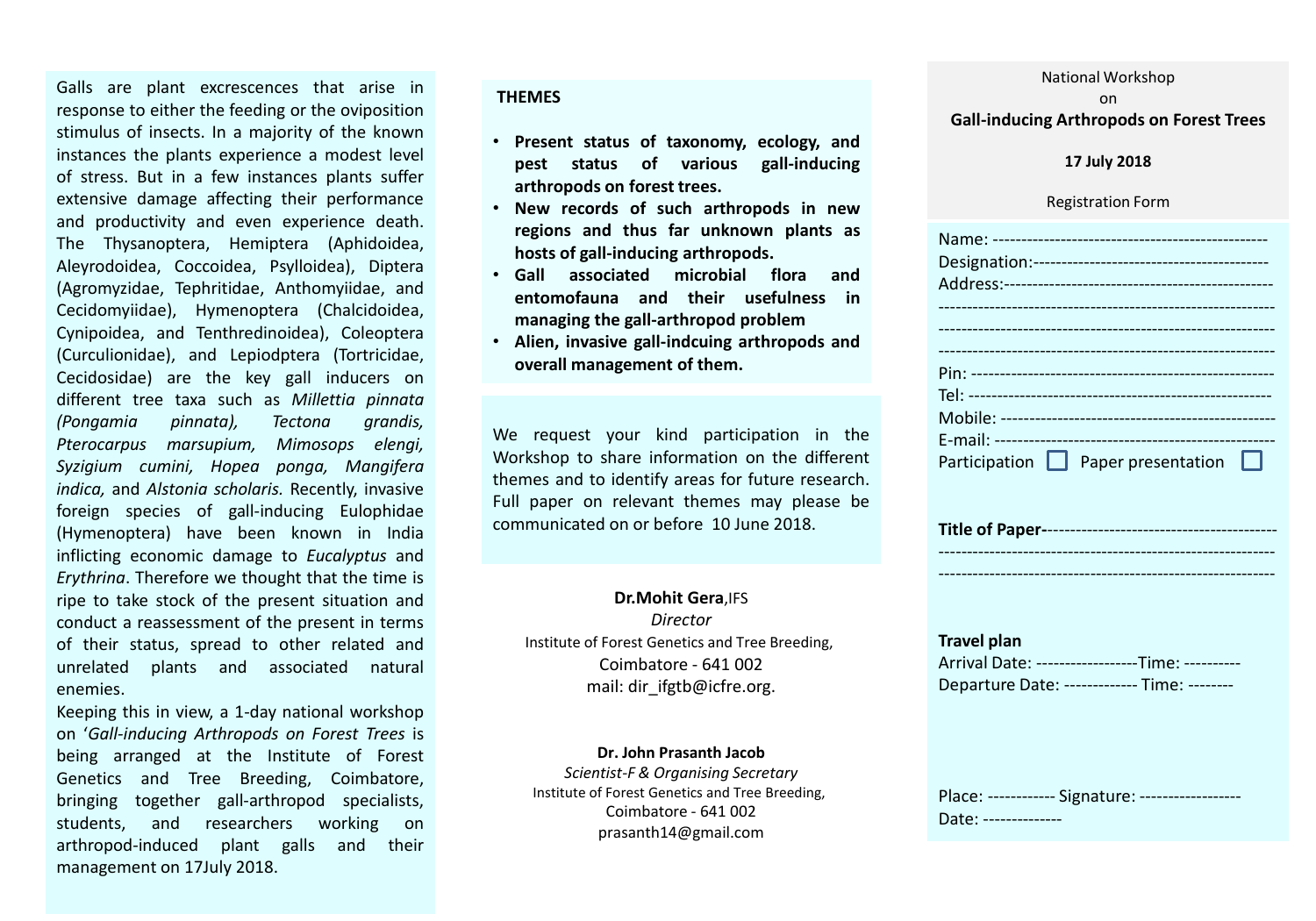Galls are plant excrescences that arise in response to either the feeding or the oviposition stimulus of insects. In a majority of the known instances the plants experience a modest level of stress. But in a few instances plants suffer extensive damage affecting their performance and productivity and even experience death. The Thysanoptera, Hemiptera (Aphidoidea, Aleyrodoidea, Coccoidea, Psylloidea), Diptera (Agromyzidae, Tephritidae, Anthomyiidae, and Cecidomyiidae), Hymenoptera (Chalcidoidea, Cynipoidea, and Tenthredinoidea), Coleoptera (Curculionidae), and Lepiodptera (Tortricidae, Cecidosidae) are the key gall inducers on different tree taxa such as *Millettia pinnata (Pongamia pinnata), Tectona grandis, Pterocarpus marsupium, Mimosops elengi, Syzigium cumini, Hopea ponga, Mangifera indica,* and *Alstonia scholaris.* Recently, invasive foreign species of gall-inducing Eulophidae (Hymenoptera) have been known in India inflicting economic damage to *Eucalyptus* and *Erythrina*. Therefore we thought that the time is ripe to take stock of the present situation and conduct a reassessment of the present in terms of their status, spread to other related and unrelated plants and associated natural enemies.

Keeping this in view, a 1-day national workshop on '*Gall-inducing Arthropods on Forest Trees* is being arranged at the Institute of Forest Genetics and Tree Breeding, Coimbatore, bringing together gall-arthropod specialists, students, and researchers working on arthropod-induced plant galls and their management on 17July 2018.

**THEMES**

- **Present status of taxonomy, ecology, and pest status of various gall-inducing arthropods on forest trees.**
- **New records of such arthropods in new regions and thus far unknown plants as hosts of gall-inducing arthropods.**
- **Gall associated microbial flora and entomofauna and their usefulness in managing the gall-arthropod problem**
- **Alien, invasive gall-indcuing arthropods and overall management of them.**

We request your kind participation in the Workshop to share information on the different themes and to identify areas for future research. Full paper on relevant themes may please be communicated on or before 10 June 2018.

**Dr.Mohit Gera**,IFS
*Director*
Institute of Forest Genetics and Tree Breeding,
Coimbatore - 641 002
mail: dir_ifgtb@icfre.org.

**Dr. John Prasanth Jacob**
*Scientist-F & Organising Secretary*
Institute of Forest Genetics and Tree Breeding,
Coimbatore - 641 002
prasanth14@gmail.com

National Workshop
on
**Gall-inducing Arthropods on Forest Trees**

**17 July 2018**

Registration Form

Name: ------------------------------------------------
Designation:-----------------------------------------
Address:----------------------------------------------
------------------------------------------------------------
------------------------------------------------------------
------------------------------------------------------------
Pin: ------------------------------------------------------
Tel: -----------------------------------------------------
Mobile: -------------------------------------------------
E-mail: --------------------------------------------------
Participation ☐ Paper presentation ☐

**Title of Paper**-----------------------------------------
------------------------------------------------------------
------------------------------------------------------------

**Travel plan**
Arrival Date: ------------------Time: ----------
Departure Date: ------------- Time: --------

Place: ------------ Signature: ------------------
Date: --------------